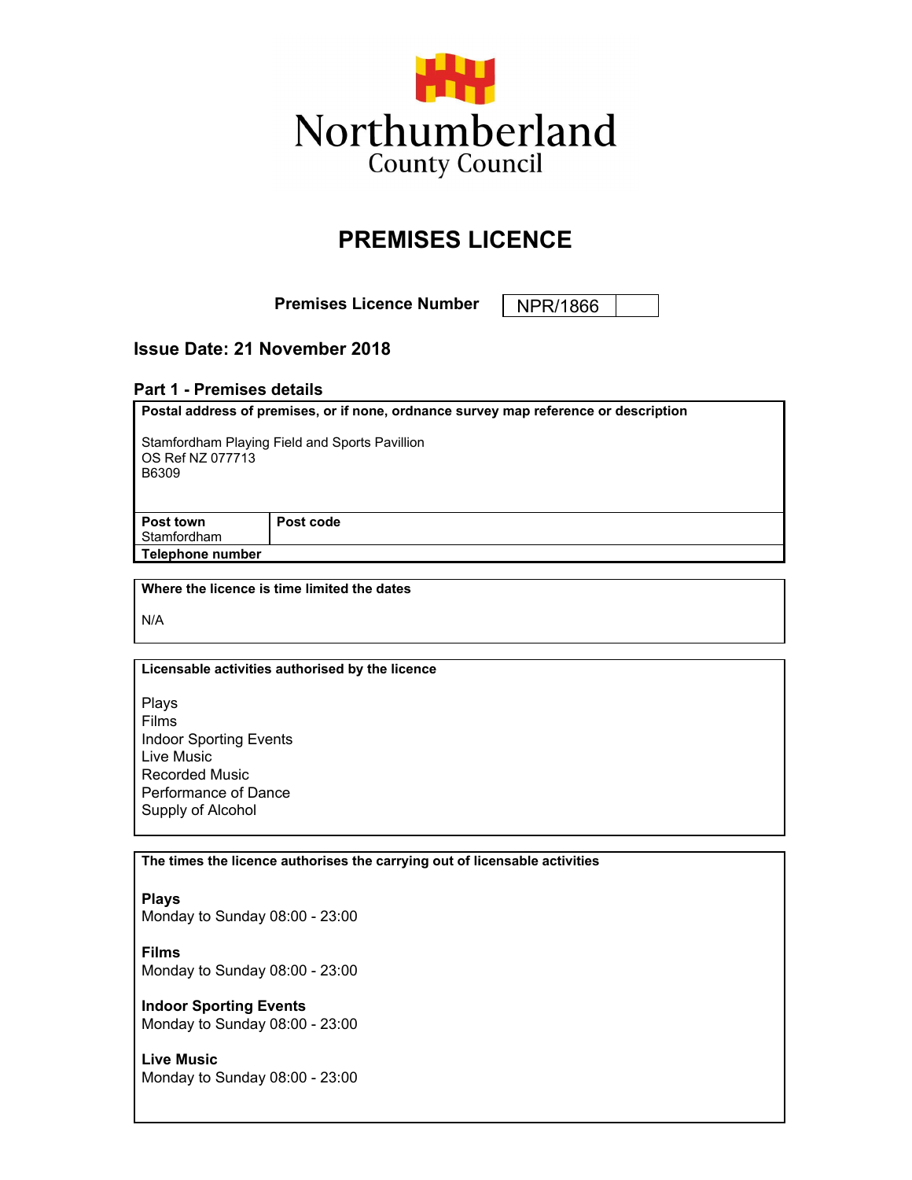Northumberland
County Council

# PREMISES LICENCE

**Premises Licence Number** NPR/1866

## Issue Date: 21 November 2018

### Part 1 - Premises details

**Postal address of premises, or if none, ordnance survey map reference or description**

Stamfordham Playing Field and Sports Pavillion
OS Ref NZ 077713
B6309

| **Post town** | **Post code** |
| --- | --- |
| Stamfordham | |

**Telephone number**

**Where the licence is time limited the dates**

N/A

**Licensable activities authorised by the licence**

Plays
Films
Indoor Sporting Events
Live Music
Recorded Music
Performance of Dance
Supply of Alcohol

**The times the licence authorises the carrying out of licensable activities**

**Plays**
Monday to Sunday 08:00 - 23:00

**Films**
Monday to Sunday 08:00 - 23:00

**Indoor Sporting Events**
Monday to Sunday 08:00 - 23:00

**Live Music**
Monday to Sunday 08:00 - 23:00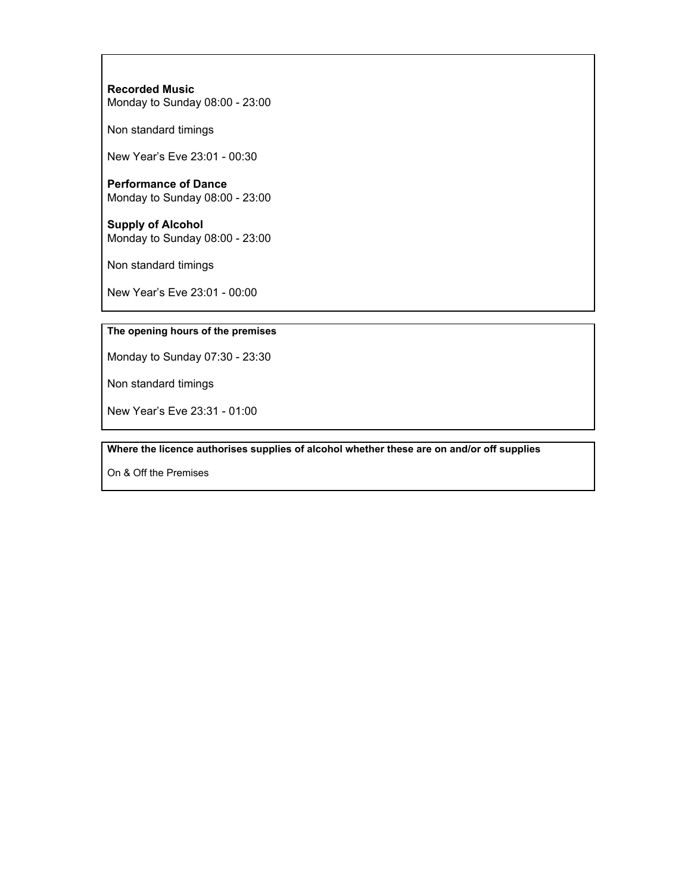**Recorded Music**
Monday to Sunday 08:00 - 23:00

Non standard timings

New Year's Eve 23:01 - 00:30

**Performance of Dance**
Monday to Sunday 08:00 - 23:00

**Supply of Alcohol**
Monday to Sunday 08:00 - 23:00

Non standard timings

New Year's Eve 23:01 - 00:00

**The opening hours of the premises**

Monday to Sunday 07:30 - 23:30

Non standard timings

New Year's Eve 23:31 - 01:00

**Where the licence authorises supplies of alcohol whether these are on and/or off supplies**

On & Off the Premises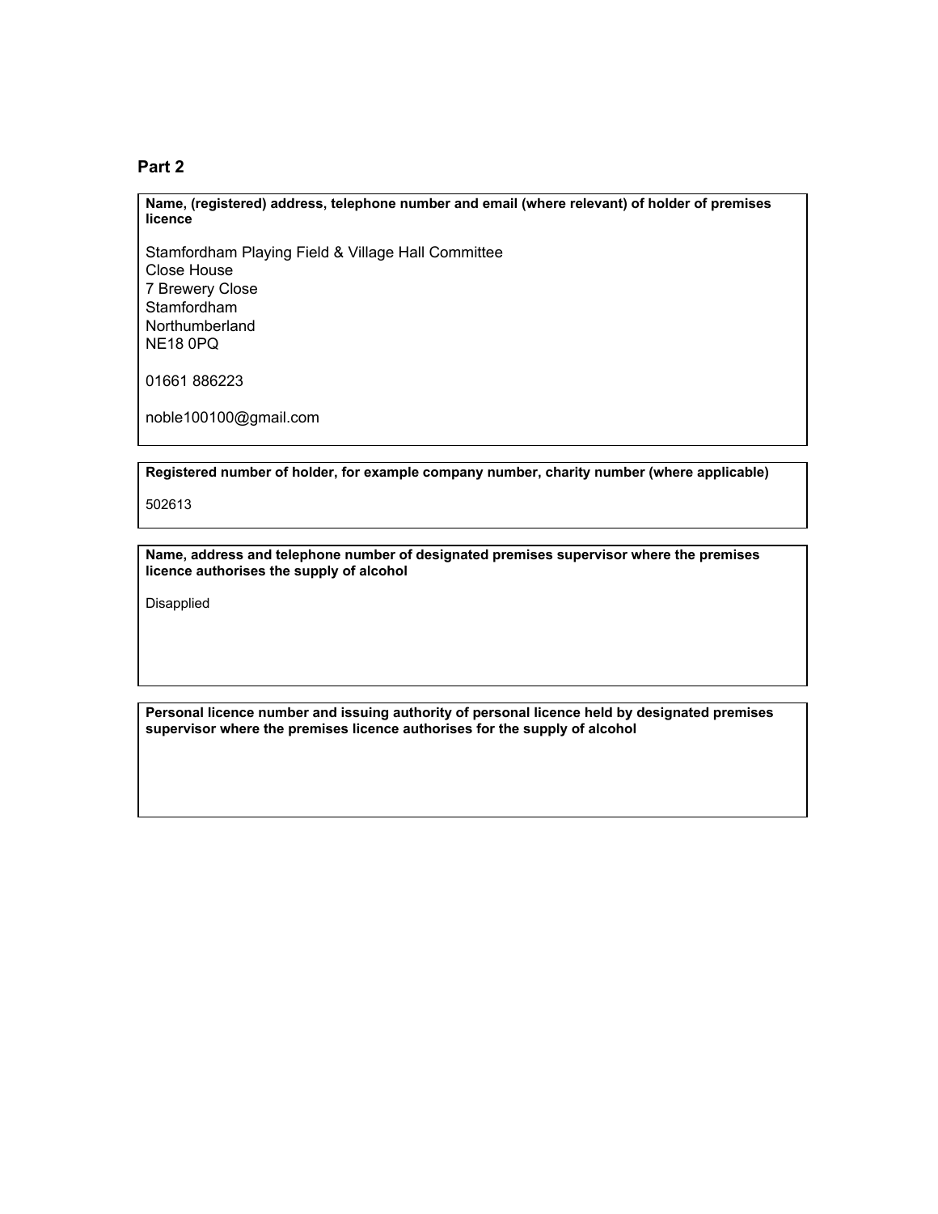## Part 2

**Name, (registered) address, telephone number and email (where relevant) of holder of premises licence**

Stamfordham Playing Field & Village Hall Committee
Close House
7 Brewery Close
Stamfordham
Northumberland
NE18 0PQ

01661 886223

noble100100@gmail.com

**Registered number of holder, for example company number, charity number (where applicable)**

502613

**Name, address and telephone number of designated premises supervisor where the premises licence authorises the supply of alcohol**

Disapplied

**Personal licence number and issuing authority of personal licence held by designated premises supervisor where the premises licence authorises for the supply of alcohol**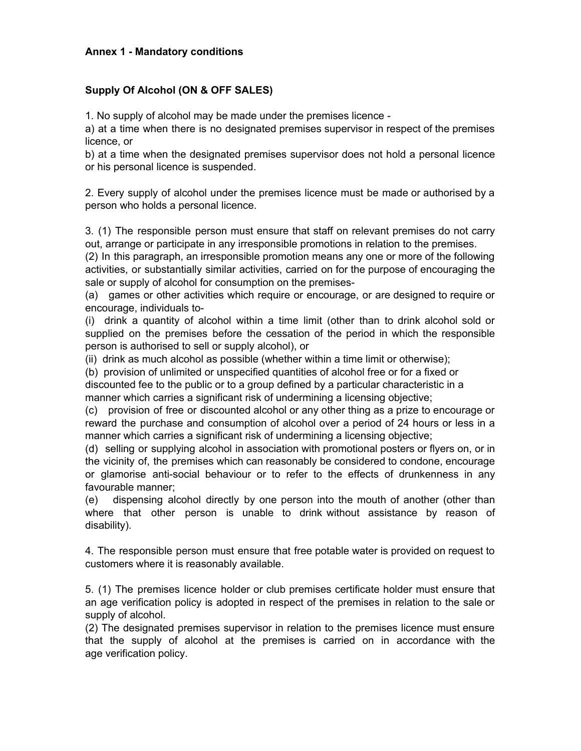**Annex 1 - Mandatory conditions**

**Supply Of Alcohol (ON & OFF SALES)**

1. No supply of alcohol may be made under the premises licence -
a) at a time when there is no designated premises supervisor in respect of the premises licence, or
b) at a time when the designated premises supervisor does not hold a personal licence or his personal licence is suspended.

2. Every supply of alcohol under the premises licence must be made or authorised by a person who holds a personal licence.

3. (1) The responsible person must ensure that staff on relevant premises do not carry out, arrange or participate in any irresponsible promotions in relation to the premises.
(2) In this paragraph, an irresponsible promotion means any one or more of the following activities, or substantially similar activities, carried on for the purpose of encouraging the sale or supply of alcohol for consumption on the premises-
(a) games or other activities which require or encourage, or are designed to require or encourage, individuals to-
(i) drink a quantity of alcohol within a time limit (other than to drink alcohol sold or supplied on the premises before the cessation of the period in which the responsible person is authorised to sell or supply alcohol), or
(ii) drink as much alcohol as possible (whether within a time limit or otherwise);
(b) provision of unlimited or unspecified quantities of alcohol free or for a fixed or discounted fee to the public or to a group defined by a particular characteristic in a manner which carries a significant risk of undermining a licensing objective;
(c) provision of free or discounted alcohol or any other thing as a prize to encourage or reward the purchase and consumption of alcohol over a period of 24 hours or less in a manner which carries a significant risk of undermining a licensing objective;
(d) selling or supplying alcohol in association with promotional posters or flyers on, or in the vicinity of, the premises which can reasonably be considered to condone, encourage or glamorise anti-social behaviour or to refer to the effects of drunkenness in any favourable manner;
(e) dispensing alcohol directly by one person into the mouth of another (other than where that other person is unable to drink without assistance by reason of disability).

4. The responsible person must ensure that free potable water is provided on request to customers where it is reasonably available.

5. (1) The premises licence holder or club premises certificate holder must ensure that an age verification policy is adopted in respect of the premises in relation to the sale or supply of alcohol.
(2) The designated premises supervisor in relation to the premises licence must ensure that the supply of alcohol at the premises is carried on in accordance with the age verification policy.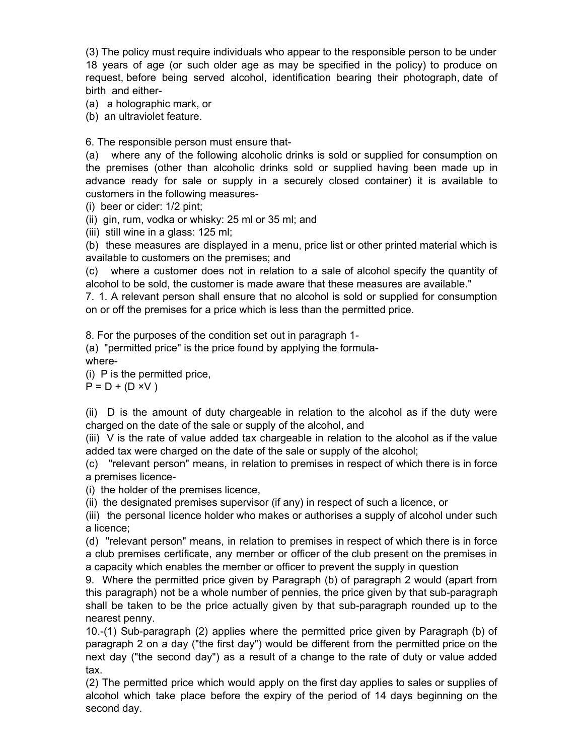(3) The policy must require individuals who appear to the responsible person to be under 18 years of age (or such older age as may be specified in the policy) to produce on request, before being served alcohol, identification bearing their photograph, date of birth and either-

(a) a holographic mark, or

(b) an ultraviolet feature.

6. The responsible person must ensure that-

(a) where any of the following alcoholic drinks is sold or supplied for consumption on the premises (other than alcoholic drinks sold or supplied having been made up in advance ready for sale or supply in a securely closed container) it is available to customers in the following measures-

(i) beer or cider: 1/2 pint;

(ii) gin, rum, vodka or whisky: 25 ml or 35 ml; and

(iii) still wine in a glass: 125 ml;

(b) these measures are displayed in a menu, price list or other printed material which is available to customers on the premises; and

(c) where a customer does not in relation to a sale of alcohol specify the quantity of alcohol to be sold, the customer is made aware that these measures are available."

7. 1. A relevant person shall ensure that no alcohol is sold or supplied for consumption on or off the premises for a price which is less than the permitted price.

8. For the purposes of the condition set out in paragraph 1-

(a) "permitted price" is the price found by applying the formula-

where-

(i) P is the permitted price,

$P = D + (D \times V)$

(ii) D is the amount of duty chargeable in relation to the alcohol as if the duty were charged on the date of the sale or supply of the alcohol, and

(iii) V is the rate of value added tax chargeable in relation to the alcohol as if the value added tax were charged on the date of the sale or supply of the alcohol;

(c) "relevant person" means, in relation to premises in respect of which there is in force a premises licence-

(i) the holder of the premises licence,

(ii) the designated premises supervisor (if any) in respect of such a licence, or

(iii) the personal licence holder who makes or authorises a supply of alcohol under such a licence;

(d) "relevant person" means, in relation to premises in respect of which there is in force a club premises certificate, any member or officer of the club present on the premises in a capacity which enables the member or officer to prevent the supply in question

9. Where the permitted price given by Paragraph (b) of paragraph 2 would (apart from this paragraph) not be a whole number of pennies, the price given by that sub-paragraph shall be taken to be the price actually given by that sub-paragraph rounded up to the nearest penny.

10.-(1) Sub-paragraph (2) applies where the permitted price given by Paragraph (b) of paragraph 2 on a day ("the first day") would be different from the permitted price on the next day ("the second day") as a result of a change to the rate of duty or value added tax.

(2) The permitted price which would apply on the first day applies to sales or supplies of alcohol which take place before the expiry of the period of 14 days beginning on the second day.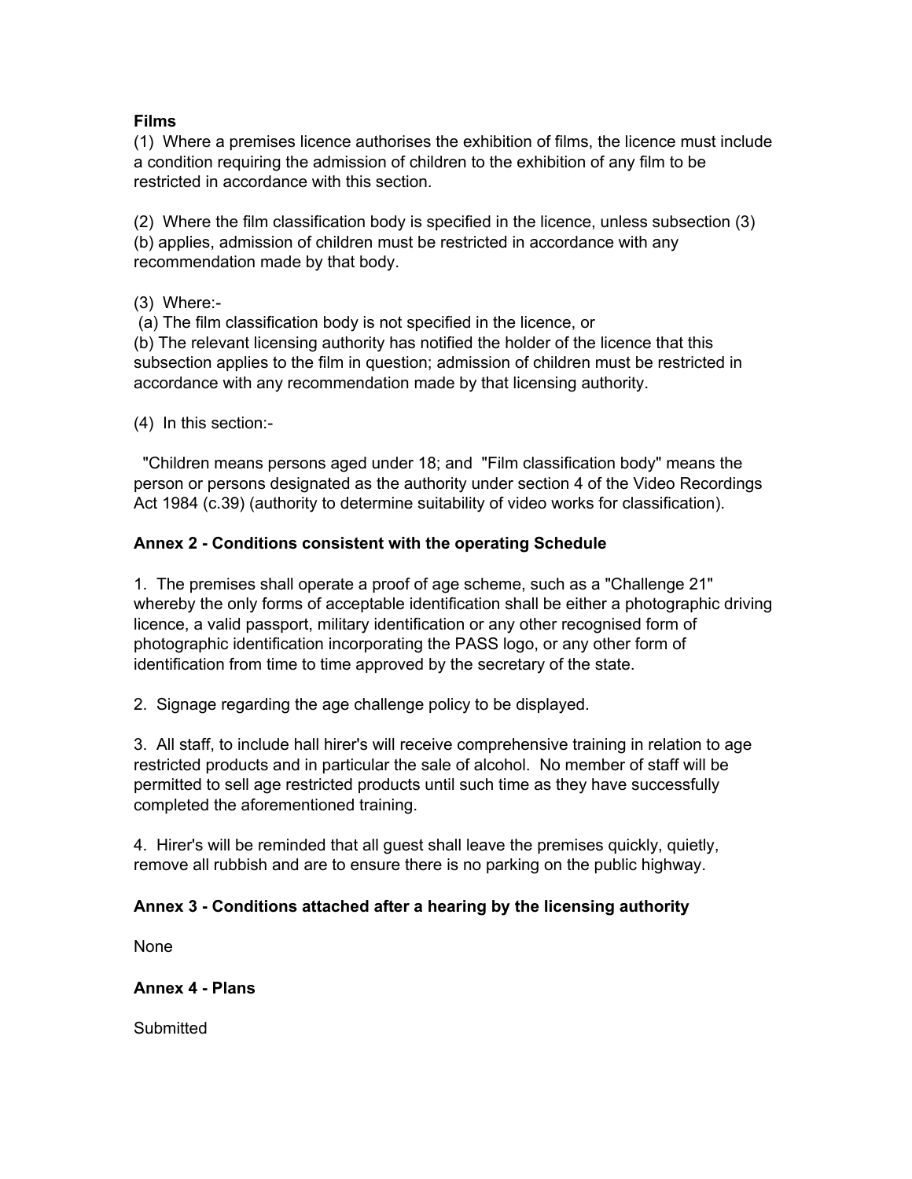**Films**

(1) Where a premises licence authorises the exhibition of films, the licence must include a condition requiring the admission of children to the exhibition of any film to be restricted in accordance with this section.

(2) Where the film classification body is specified in the licence, unless subsection (3)(b) applies, admission of children must be restricted in accordance with any recommendation made by that body.

(3) Where:-

(a) The film classification body is not specified in the licence, or

(b) The relevant licensing authority has notified the holder of the licence that this subsection applies to the film in question; admission of children must be restricted in accordance with any recommendation made by that licensing authority.

(4) In this section:-

"Children means persons aged under 18; and "Film classification body" means the person or persons designated as the authority under section 4 of the Video Recordings Act 1984 (c.39) (authority to determine suitability of video works for classification).

**Annex 2 - Conditions consistent with the operating Schedule**

1. The premises shall operate a proof of age scheme, such as a "Challenge 21" whereby the only forms of acceptable identification shall be either a photographic driving licence, a valid passport, military identification or any other recognised form of photographic identification incorporating the PASS logo, or any other form of identification from time to time approved by the secretary of the state.

2. Signage regarding the age challenge policy to be displayed.

3. All staff, to include hall hirer's will receive comprehensive training in relation to age restricted products and in particular the sale of alcohol. No member of staff will be permitted to sell age restricted products until such time as they have successfully completed the aforementioned training.

4. Hirer's will be reminded that all guest shall leave the premises quickly, quietly, remove all rubbish and are to ensure there is no parking on the public highway.

**Annex 3 - Conditions attached after a hearing by the licensing authority**

None

**Annex 4 - Plans**

Submitted